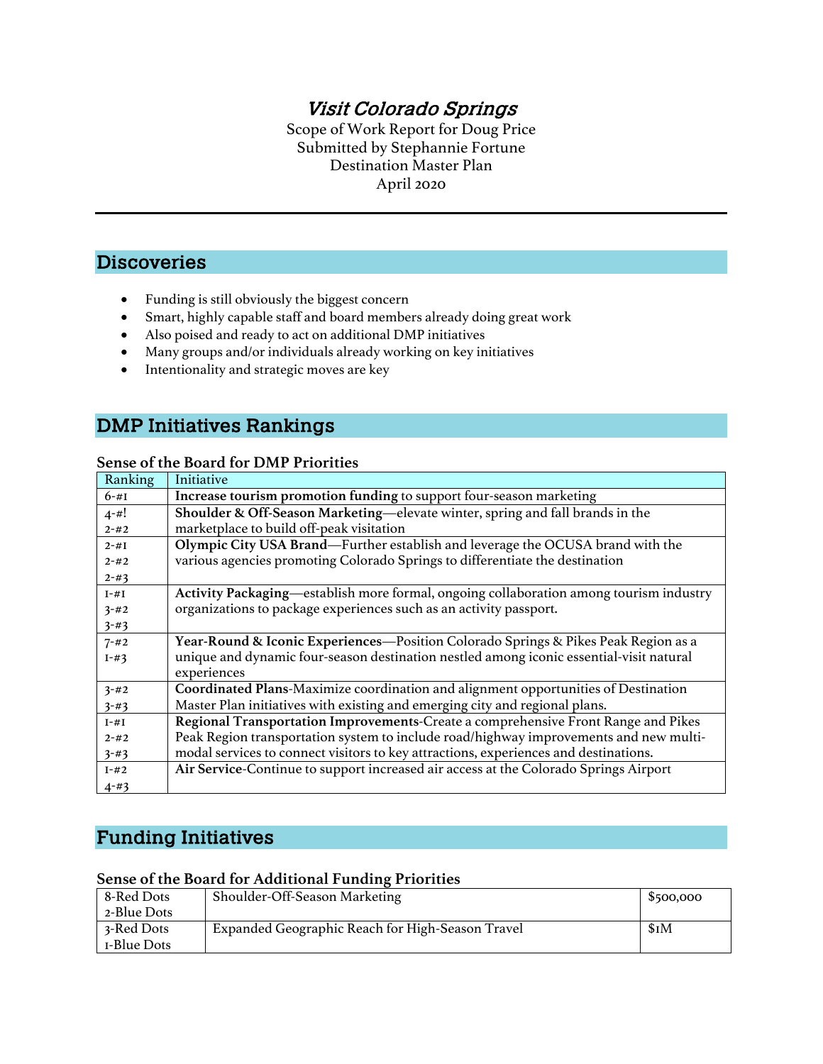# *Visit Colorado Springs*

Scope of Work Report for Doug Price
Submitted by Stephannie Fortune
Destination Master Plan
April 2020

---

## Discoveries

- Funding is still obviously the biggest concern
- Smart, highly capable staff and board members already doing great work
- Also poised and ready to act on additional DMP initiatives
- Many groups and/or individuals already working on key initiatives
- Intentionality and strategic moves are key

## DMP Initiatives Rankings

### Sense of the Board for DMP Priorities

| Ranking | Initiative |
|---|---|
| 6-#1 | **Increase tourism promotion funding** to support four-season marketing |
| 4-#!<br>2-#2 | **Shoulder & Off-Season Marketing**—elevate winter, spring and fall brands in the marketplace to build off-peak visitation |
| 2-#1<br>2-#2<br>2-#3 | **Olympic City USA Brand**—Further establish and leverage the OCUSA brand with the various agencies promoting Colorado Springs to differentiate the destination |
| 1-#1<br>3-#2<br>3-#3 | **Activity Packaging**—establish more formal, ongoing collaboration among tourism industry organizations to package experiences such as an activity passport. |
| 7-#2<br>1-#3 | **Year-Round & Iconic Experiences**—Position Colorado Springs & Pikes Peak Region as a unique and dynamic four-season destination nestled among iconic essential-visit natural experiences |
| 3-#2<br>3-#3 | **Coordinated Plans**-Maximize coordination and alignment opportunities of Destination Master Plan initiatives with existing and emerging city and regional plans. |
| 1-#1<br>2-#2<br>3-#3 | **Regional Transportation Improvements**-Create a comprehensive Front Range and Pikes Peak Region transportation system to include road/highway improvements and new multi-modal services to connect visitors to key attractions, experiences and destinations. |
| 1-#2<br>4-#3 | **Air Service**-Continue to support increased air access at the Colorado Springs Airport |

## Funding Initiatives

### Sense of the Board for Additional Funding Priorities

| Dots | Initiative | Amount |
|---|---|---|
| 8-Red Dots<br>2-Blue Dots | Shoulder-Off-Season Marketing | $500,000 |
| 3-Red Dots<br>1-Blue Dots | Expanded Geographic Reach for High-Season Travel | $1M |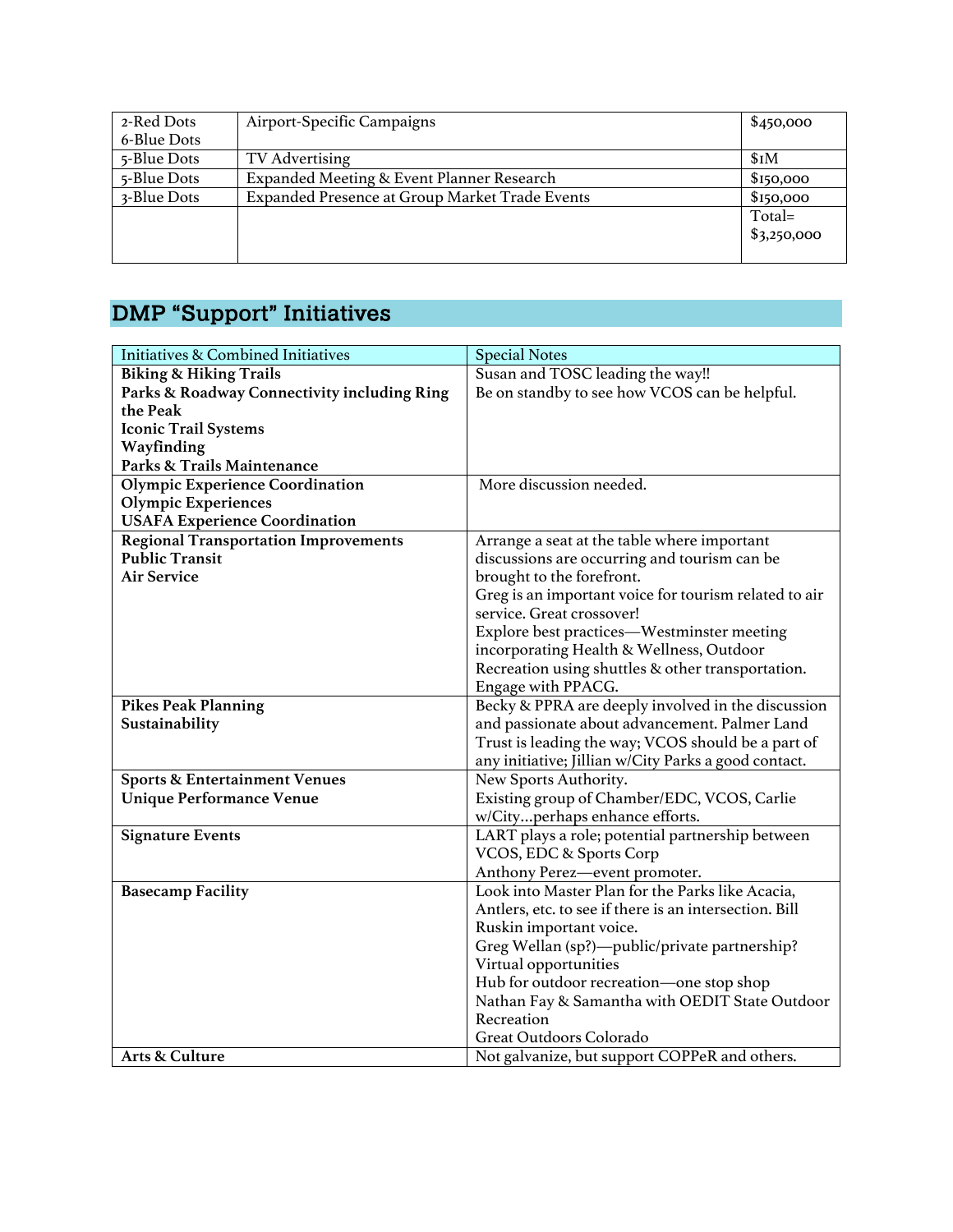| | | |
|---|---|---|
| 2-Red Dots<br>6-Blue Dots | Airport-Specific Campaigns | $450,000 |
| 5-Blue Dots | TV Advertising | $1M |
| 5-Blue Dots | Expanded Meeting & Event Planner Research | $150,000 |
| 3-Blue Dots | Expanded Presence at Group Market Trade Events | $150,000 |
| | | Total=<br>$3,250,000 |

## DMP "Support" Initiatives

| Initiatives & Combined Initiatives | Special Notes |
|---|---|
| **Biking & Hiking Trails**<br>**Parks & Roadway Connectivity including Ring the Peak**<br>**Iconic Trail Systems**<br>**Wayfinding**<br>**Parks & Trails Maintenance** | Susan and TOSC leading the way!!<br>Be on standby to see how VCOS can be helpful. |
| **Olympic Experience Coordination**<br>**Olympic Experiences**<br>**USAFA Experience Coordination** | More discussion needed. |
| **Regional Transportation Improvements**<br>**Public Transit**<br>**Air Service** | Arrange a seat at the table where important discussions are occurring and tourism can be brought to the forefront.<br>Greg is an important voice for tourism related to air service. Great crossover!<br>Explore best practices—Westminster meeting incorporating Health & Wellness, Outdoor Recreation using shuttles & other transportation.<br>Engage with PPACG. |
| **Pikes Peak Planning**<br>**Sustainability** | Becky & PPRA are deeply involved in the discussion and passionate about advancement. Palmer Land Trust is leading the way; VCOS should be a part of any initiative; Jillian w/City Parks a good contact. |
| **Sports & Entertainment Venues**<br>**Unique Performance Venue** | New Sports Authority.<br>Existing group of Chamber/EDC, VCOS, Carlie w/City…perhaps enhance efforts. |
| **Signature Events** | LART plays a role; potential partnership between VCOS, EDC & Sports Corp<br>Anthony Perez—event promoter. |
| **Basecamp Facility** | Look into Master Plan for the Parks like Acacia, Antlers, etc. to see if there is an intersection. Bill Ruskin important voice.<br>Greg Wellan (sp?)—public/private partnership?<br>Virtual opportunities<br>Hub for outdoor recreation—one stop shop<br>Nathan Fay & Samantha with OEDIT State Outdoor Recreation<br>Great Outdoors Colorado |
| **Arts & Culture** | Not galvanize, but support COPPeR and others. |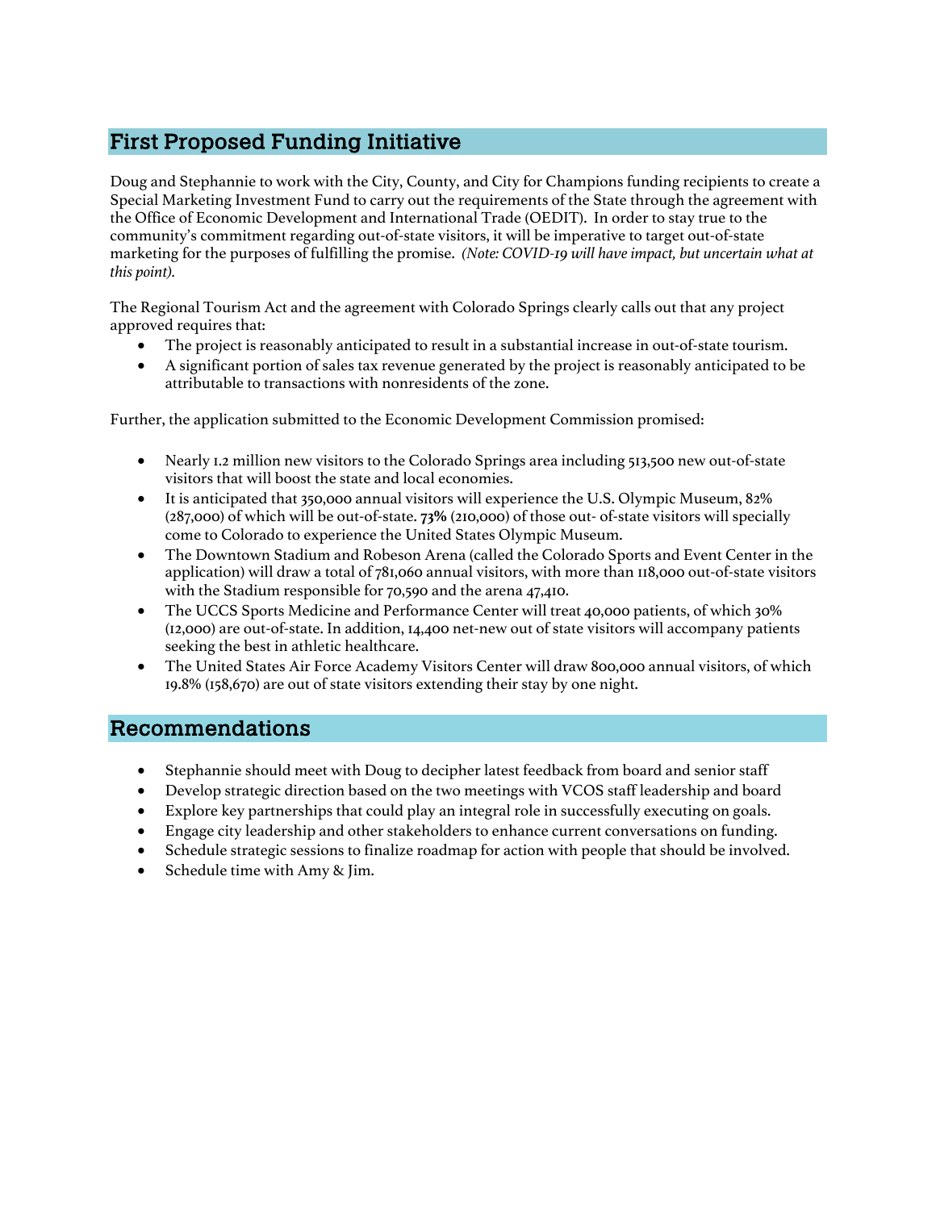## First Proposed Funding Initiative

Doug and Stephannie to work with the City, County, and City for Champions funding recipients to create a Special Marketing Investment Fund to carry out the requirements of the State through the agreement with the Office of Economic Development and International Trade (OEDIT). In order to stay true to the community's commitment regarding out-of-state visitors, it will be imperative to target out-of-state marketing for the purposes of fulfilling the promise. *(Note: COVID-19 will have impact, but uncertain what at this point).*

The Regional Tourism Act and the agreement with Colorado Springs clearly calls out that any project approved requires that:

- The project is reasonably anticipated to result in a substantial increase in out-of-state tourism.
- A significant portion of sales tax revenue generated by the project is reasonably anticipated to be attributable to transactions with nonresidents of the zone.

Further, the application submitted to the Economic Development Commission promised:

- Nearly 1.2 million new visitors to the Colorado Springs area including 513,500 new out-of-state visitors that will boost the state and local economies.
- It is anticipated that 350,000 annual visitors will experience the U.S. Olympic Museum, 82% (287,000) of which will be out-of-state. **73%** (210,000) of those out- of-state visitors will specially come to Colorado to experience the United States Olympic Museum.
- The Downtown Stadium and Robeson Arena (called the Colorado Sports and Event Center in the application) will draw a total of 781,060 annual visitors, with more than 118,000 out-of-state visitors with the Stadium responsible for 70,590 and the arena 47,410.
- The UCCS Sports Medicine and Performance Center will treat 40,000 patients, of which 30% (12,000) are out-of-state. In addition, 14,400 net-new out of state visitors will accompany patients seeking the best in athletic healthcare.
- The United States Air Force Academy Visitors Center will draw 800,000 annual visitors, of which 19.8% (158,670) are out of state visitors extending their stay by one night.

## Recommendations

- Stephannie should meet with Doug to decipher latest feedback from board and senior staff
- Develop strategic direction based on the two meetings with VCOS staff leadership and board
- Explore key partnerships that could play an integral role in successfully executing on goals.
- Engage city leadership and other stakeholders to enhance current conversations on funding.
- Schedule strategic sessions to finalize roadmap for action with people that should be involved.
- Schedule time with Amy & Jim.